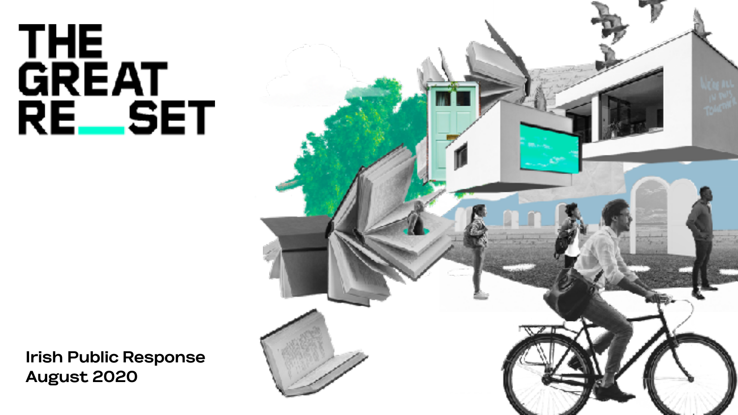# THE GREAT RE_SET

Irish Public Response
August 2020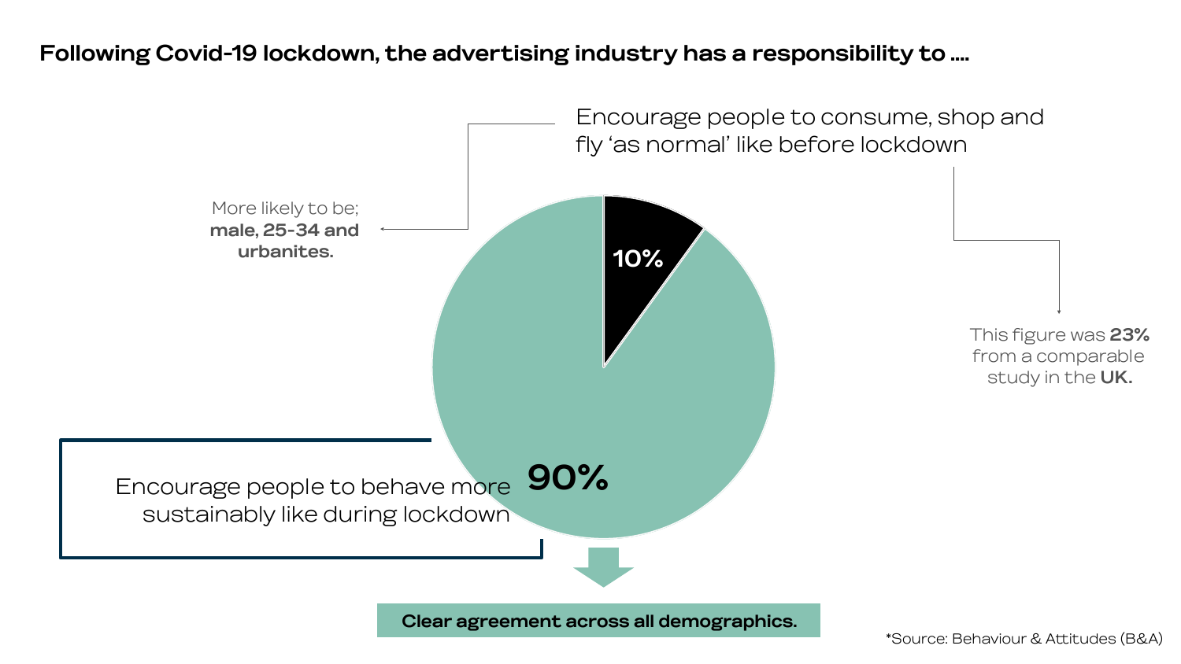**Following Covid-19 lockdown, the advertising industry has a responsibility to ….**

Encourage people to consume, shop and fly 'as normal' like before lockdown

More likely to be; **male, 25-34 and urbanites.**

10%

This figure was **23%** from a comparable study in the **UK.**

90%

Encourage people to behave more sustainably like during lockdown

**Clear agreement across all demographics.**

*Source: Behaviour & Attitudes (B&A)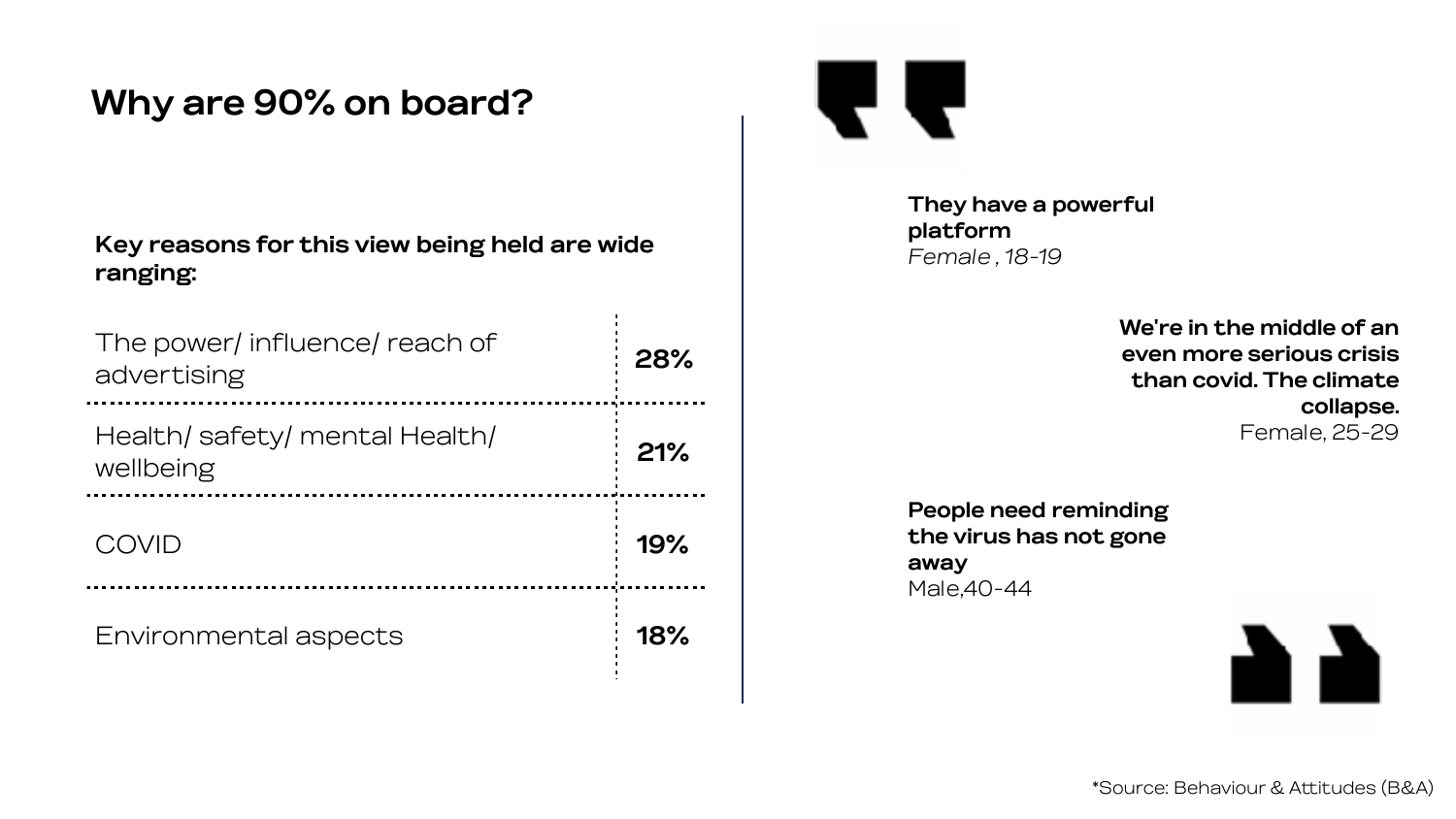# Why are 90% on board?

**Key reasons for this view being held are wide ranging:**

| Reason | % |
|---|---|
| The power/ influence/ reach of advertising | **28%** |
| Health/ safety/ mental Health/ wellbeing | **21%** |
| COVID | **19%** |
| Environmental aspects | **18%** |

**They have a powerful platform**
*Female , 18-19*

**We're in the middle of an even more serious crisis than covid. The climate collapse.**
Female, 25-29

**People need reminding the virus has not gone away**
Male,40-44

*Source: Behaviour & Attitudes (B&A)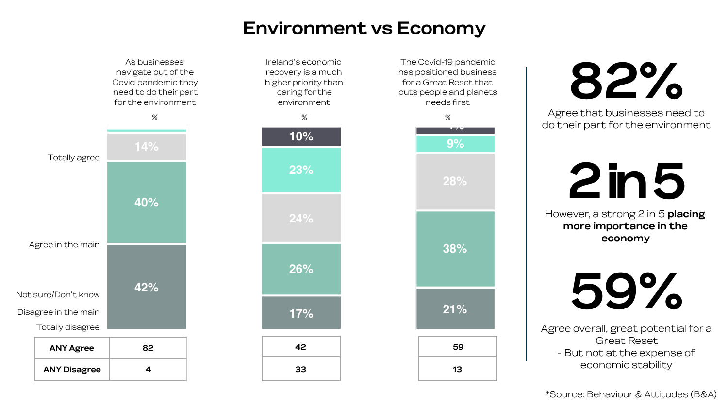# Environment vs Economy

| | As businesses navigate out of the Covid pandemic they need to do their part for the environment (%) | Ireland's economic recovery is a much higher priority than caring for the environment (%) | The Covid-19 pandemic has positioned business for a Great Reset that puts people and planets needs first (%) |
|---|---|---|---|
| Totally agree | 42% | 17% | 21% |
| Agree in the main | 40% | 26% | 38% |
| Not sure/Don't know | 14% | 24% | 28% |
| Disagree in the main | | 23% | 9% |
| Totally disagree | | 10% | 4% |
| ANY Agree | 82 | 42 | 59 |
| ANY Disagree | 4 | 33 | 13 |

**82%**

Agree that businesses need to do their part for the environment

**2 in 5**

However, a strong 2 in 5 **placing more importance in the economy**

**59%**

Agree overall, great potential for a Great Reset
- But not at the expense of economic stability

*Source: Behaviour & Attitudes (B&A)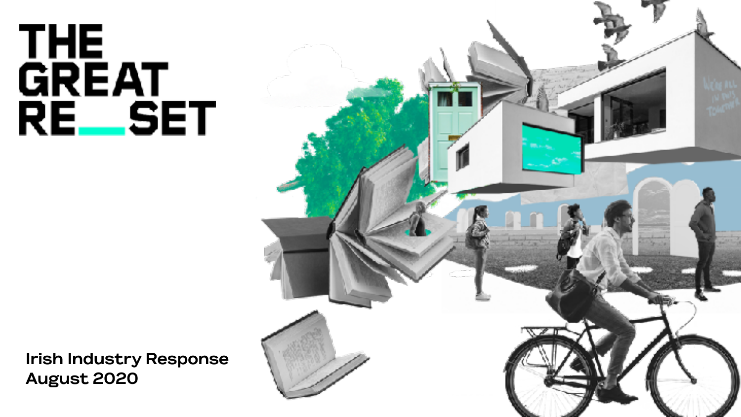# THE GREAT RE_SET

Irish Industry Response
August 2020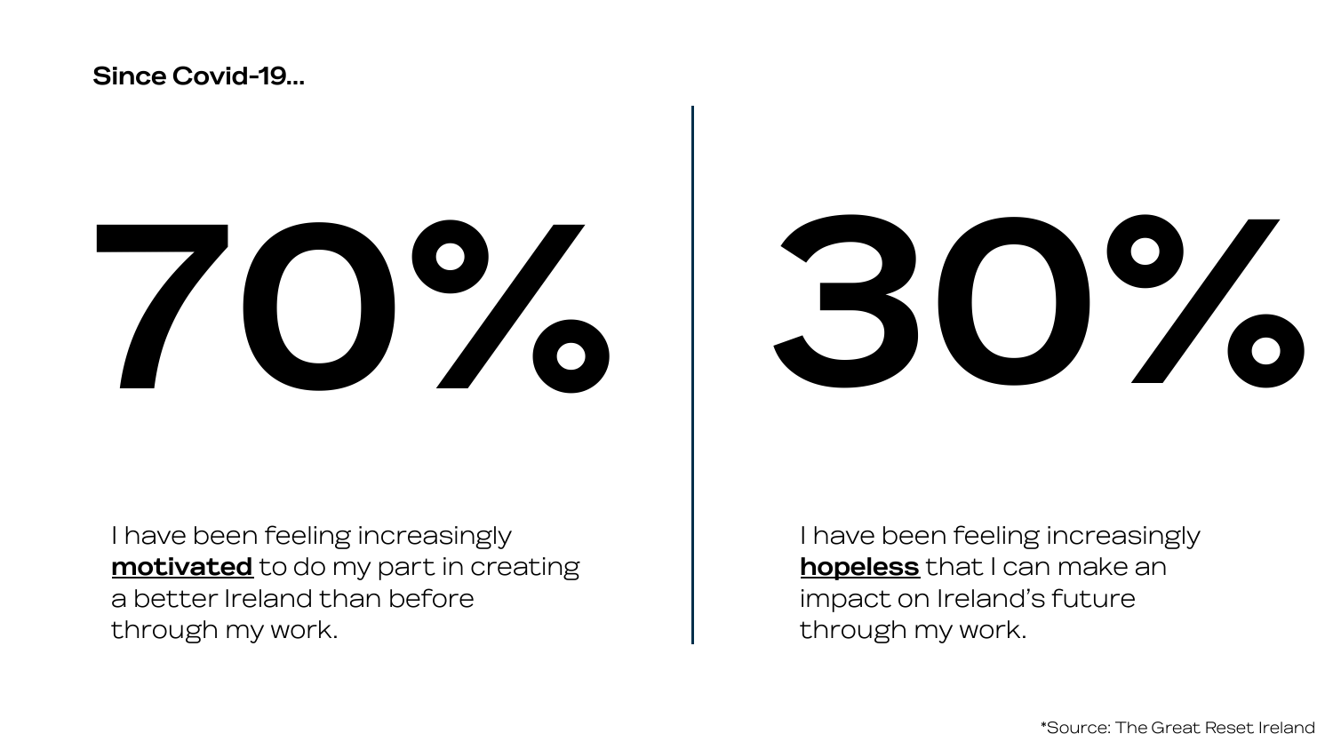**Since Covid-19...**

# 70%

I have been feeling increasingly **motivated** to do my part in creating a better Ireland than before through my work.

# 30%

I have been feeling increasingly **hopeless** that I can make an impact on Ireland's future through my work.

*Source: The Great Reset Ireland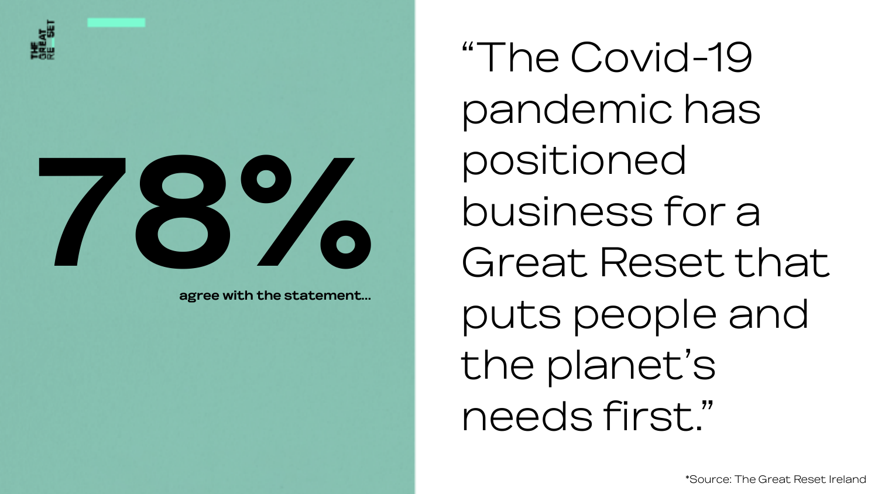# 78%

**agree with the statement...**

"The Covid-19 pandemic has positioned business for a Great Reset that puts people and the planet's needs first."

*Source: The Great Reset Ireland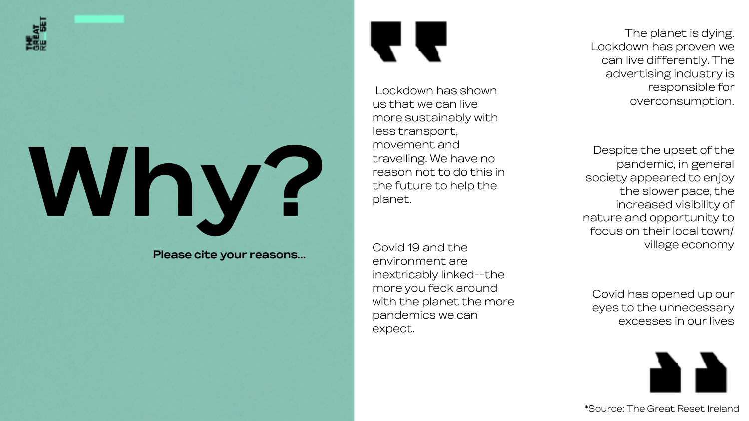# Why?

**Please cite your reasons...**

"

Lockdown has shown us that we can live more sustainably with less transport, movement and travelling. We have no reason not to do this in the future to help the planet.

Covid 19 and the environment are inextricably linked--the more you feck around with the planet the more pandemics we can expect.

The planet is dying. Lockdown has proven we can live differently. The advertising industry is responsible for overconsumption.

Despite the upset of the pandemic, in general society appeared to enjoy the slower pace, the increased visibility of nature and opportunity to focus on their local town/ village economy

Covid has opened up our eyes to the unnecessary excesses in our lives

"

*Source: The Great Reset Ireland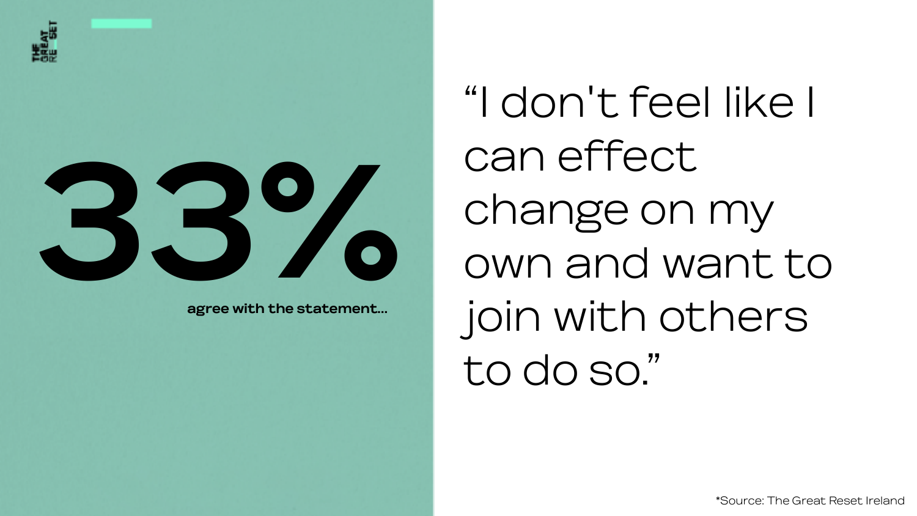# 33%

**agree with the statement...**

"I don't feel like I can effect change on my own and want to join with others to do so."

*Source: The Great Reset Ireland